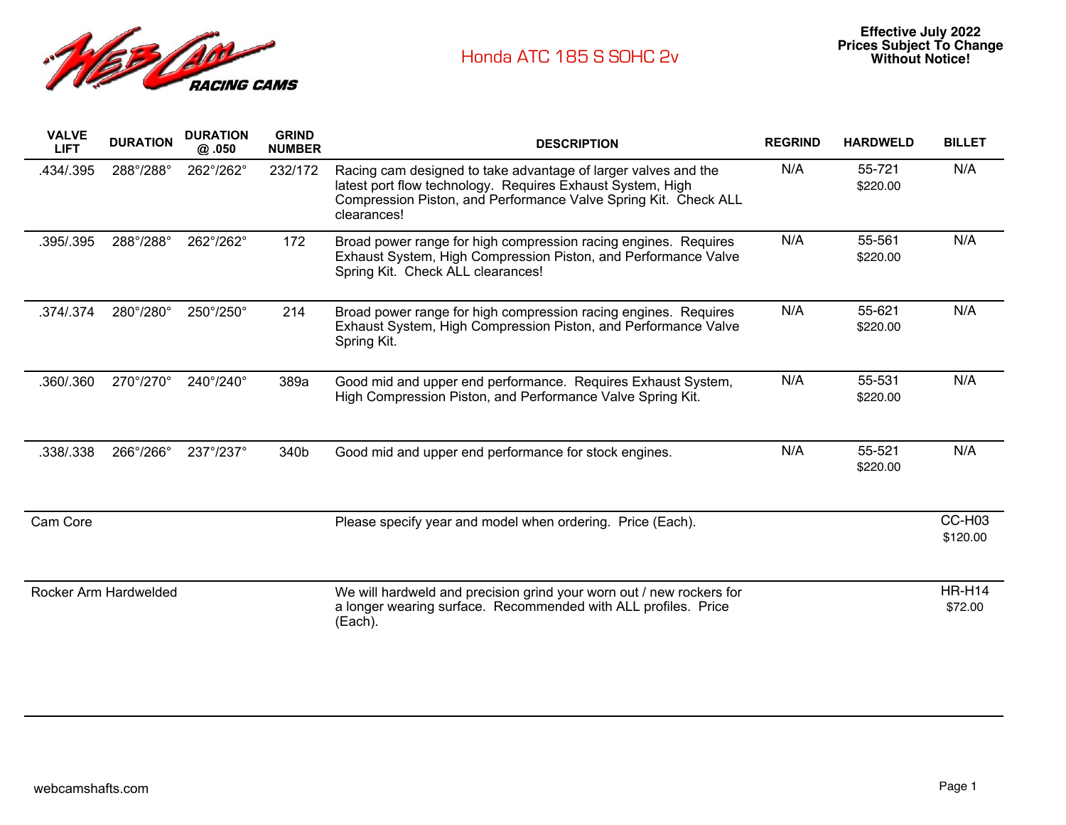# Honda ATC 185 S SOHC 2v

**Effective July 2022**
**Prices Subject To Change Without Notice!**

| VALVE LIFT | DURATION | DURATION @ .050 | GRIND NUMBER | DESCRIPTION | REGRIND | HARDWELD | BILLET |
|---|---|---|---|---|---|---|---|
| .434/.395 | 288°/288° | 262°/262° | 232/172 | Racing cam designed to take advantage of larger valves and the latest port flow technology. Requires Exhaust System, High Compression Piston, and Performance Valve Spring Kit. Check ALL clearances! | N/A | 55-721 $220.00 | N/A |
| .395/.395 | 288°/288° | 262°/262° | 172 | Broad power range for high compression racing engines. Requires Exhaust System, High Compression Piston, and Performance Valve Spring Kit. Check ALL clearances! | N/A | 55-561 $220.00 | N/A |
| .374/.374 | 280°/280° | 250°/250° | 214 | Broad power range for high compression racing engines. Requires Exhaust System, High Compression Piston, and Performance Valve Spring Kit. | N/A | 55-621 $220.00 | N/A |
| .360/.360 | 270°/270° | 240°/240° | 389a | Good mid and upper end performance. Requires Exhaust System, High Compression Piston, and Performance Valve Spring Kit. | N/A | 55-531 $220.00 | N/A |
| .338/.338 | 266°/266° | 237°/237° | 340b | Good mid and upper end performance for stock engines. | N/A | 55-521 $220.00 | N/A |
| Cam Core | | | | Please specify year and model when ordering. Price (Each). | | | CC-H03 $120.00 |
| Rocker Arm Hardwelded | | | | We will hardweld and precision grind your worn out / new rockers for a longer wearing surface. Recommended with ALL profiles. Price (Each). | | | HR-H14 $72.00 |

webcamshafts.com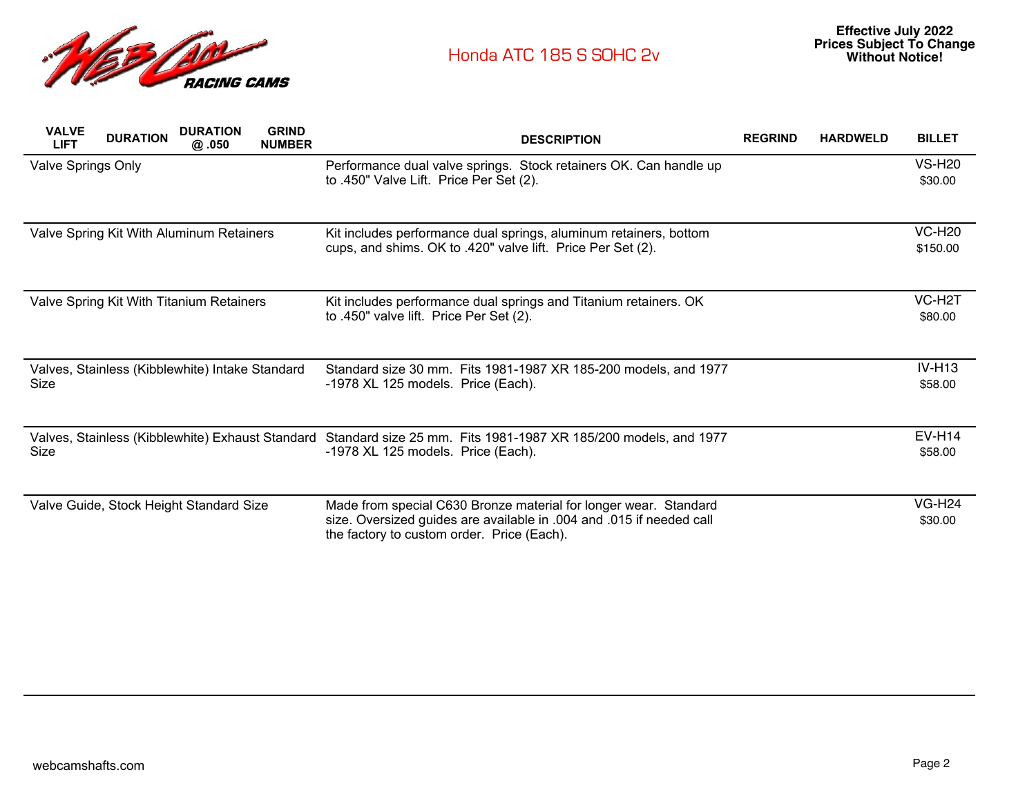# Honda ATC 185 S SOHC 2v

**Effective July 2022**
**Prices Subject To Change**
**Without Notice!**

| VALVE LIFT | DURATION | DURATION @ .050 | GRIND NUMBER | DESCRIPTION | REGRIND | HARDWELD | BILLET |
|---|---|---|---|---|---|---|---|
| Valve Springs Only | | | | Performance dual valve springs. Stock retainers OK. Can handle up to .450" Valve Lift. Price Per Set (2). | | | VS-H20 $30.00 |
| Valve Spring Kit With Aluminum Retainers | | | | Kit includes performance dual springs, aluminum retainers, bottom cups, and shims. OK to .420" valve lift. Price Per Set (2). | | | VC-H20 $150.00 |
| Valve Spring Kit With Titanium Retainers | | | | Kit includes performance dual springs and Titanium retainers. OK to .450" valve lift. Price Per Set (2). | | | VC-H2T $80.00 |
| Valves, Stainless (Kibblewhite) Intake Standard Size | | | | Standard size 30 mm. Fits 1981-1987 XR 185-200 models, and 1977-1978 XL 125 models. Price (Each). | | | IV-H13 $58.00 |
| Valves, Stainless (Kibblewhite) Exhaust Standard Size | | | | Standard size 25 mm. Fits 1981-1987 XR 185/200 models, and 1977-1978 XL 125 models. Price (Each). | | | EV-H14 $58.00 |
| Valve Guide, Stock Height Standard Size | | | | Made from special C630 Bronze material for longer wear. Standard size. Oversized guides are available in .004 and .015 if needed call the factory to custom order. Price (Each). | | | VG-H24 $30.00 |

webcamshafts.com